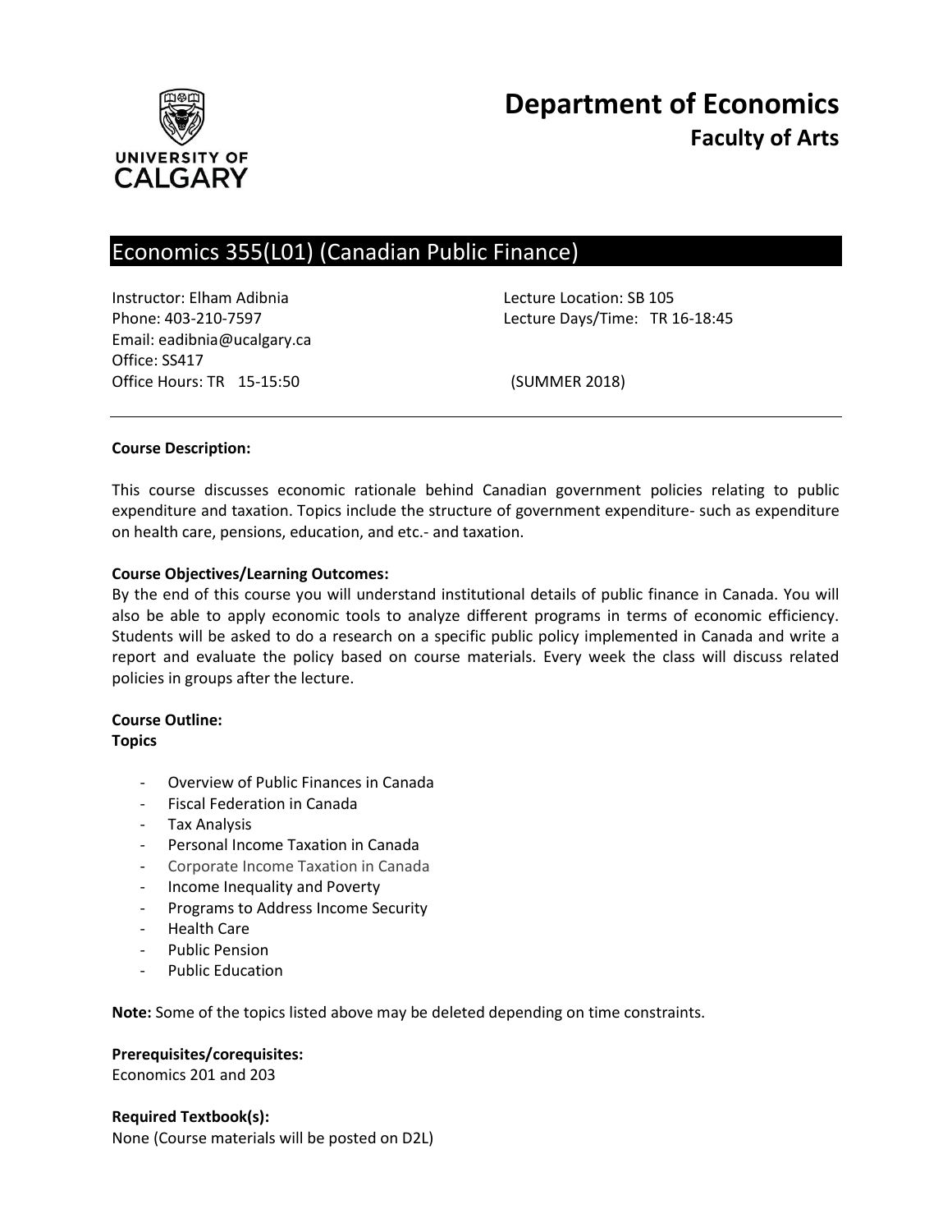# Department of Economics
## Faculty of Arts

UNIVERSITY OF CALGARY

## Economics 355(L01) (Canadian Public Finance)

Instructor: Elham Adibnia
Phone: 403-210-7597
Email: eadibnia@ucalgary.ca
Office: SS417
Office Hours: TR 15-15:50

Lecture Location: SB 105
Lecture Days/Time: TR 16-18:45

(SUMMER 2018)

---

**Course Description:**

This course discusses economic rationale behind Canadian government policies relating to public expenditure and taxation. Topics include the structure of government expenditure- such as expenditure on health care, pensions, education, and etc.- and taxation.

**Course Objectives/Learning Outcomes:**
By the end of this course you will understand institutional details of public finance in Canada. You will also be able to apply economic tools to analyze different programs in terms of economic efficiency. Students will be asked to do a research on a specific public policy implemented in Canada and write a report and evaluate the policy based on course materials. Every week the class will discuss related policies in groups after the lecture.

**Course Outline:**
**Topics**

- Overview of Public Finances in Canada
- Fiscal Federation in Canada
- Tax Analysis
- Personal Income Taxation in Canada
- Corporate Income Taxation in Canada
- Income Inequality and Poverty
- Programs to Address Income Security
- Health Care
- Public Pension
- Public Education

**Note:** Some of the topics listed above may be deleted depending on time constraints.

**Prerequisites/corequisites:**
Economics 201 and 203

**Required Textbook(s):**
None (Course materials will be posted on D2L)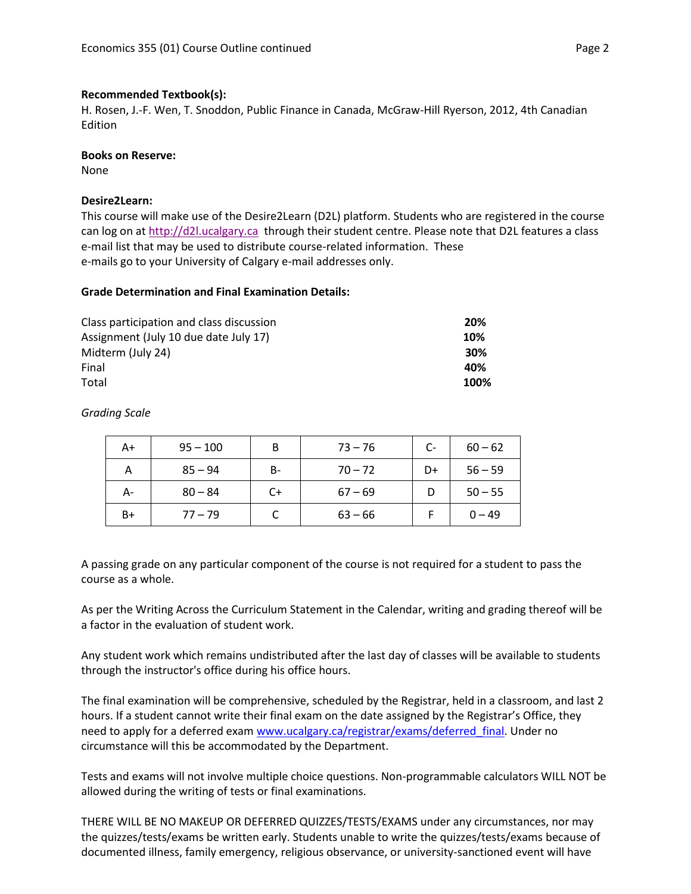**Recommended Textbook(s):**
H. Rosen, J.-F. Wen, T. Snoddon, Public Finance in Canada, McGraw-Hill Ryerson, 2012, 4th Canadian Edition

**Books on Reserve:**
None

**Desire2Learn:**
This course will make use of the Desire2Learn (D2L) platform. Students who are registered in the course can log on at http://d2l.ucalgary.ca through their student centre. Please note that D2L features a class e-mail list that may be used to distribute course-related information. These e-mails go to your University of Calgary e-mail addresses only.

**Grade Determination and Final Examination Details:**

| | |
|---|---|
| Class participation and class discussion | **20%** |
| Assignment (July 10 due date July 17) | **10%** |
| Midterm (July 24) | **30%** |
| Final | **40%** |
| Total | **100%** |

*Grading Scale*

| | | | | | |
|---|---|---|---|---|---|
| A+ | 95 – 100 | B | 73 – 76 | C- | 60 – 62 |
| A | 85 – 94 | B- | 70 – 72 | D+ | 56 – 59 |
| A- | 80 – 84 | C+ | 67 – 69 | D | 50 – 55 |
| B+ | 77 – 79 | C | 63 – 66 | F | 0 – 49 |

A passing grade on any particular component of the course is not required for a student to pass the course as a whole.

As per the Writing Across the Curriculum Statement in the Calendar, writing and grading thereof will be a factor in the evaluation of student work.

Any student work which remains undistributed after the last day of classes will be available to students through the instructor's office during his office hours.

The final examination will be comprehensive, scheduled by the Registrar, held in a classroom, and last 2 hours. If a student cannot write their final exam on the date assigned by the Registrar's Office, they need to apply for a deferred exam www.ucalgary.ca/registrar/exams/deferred_final. Under no circumstance will this be accommodated by the Department.

Tests and exams will not involve multiple choice questions. Non-programmable calculators WILL NOT be allowed during the writing of tests or final examinations.

THERE WILL BE NO MAKEUP OR DEFERRED QUIZZES/TESTS/EXAMS under any circumstances, nor may the quizzes/tests/exams be written early. Students unable to write the quizzes/tests/exams because of documented illness, family emergency, religious observance, or university-sanctioned event will have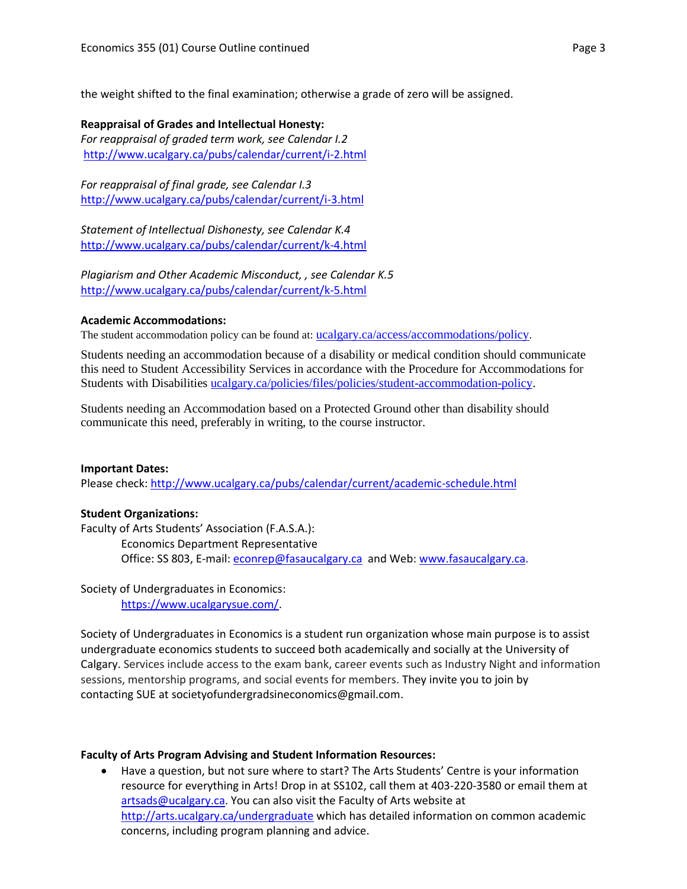the weight shifted to the final examination; otherwise a grade of zero will be assigned.

**Reappraisal of Grades and Intellectual Honesty:**
*For reappraisal of graded term work, see Calendar I.2*
http://www.ucalgary.ca/pubs/calendar/current/i-2.html

*For reappraisal of final grade, see Calendar I.3*
http://www.ucalgary.ca/pubs/calendar/current/i-3.html

*Statement of Intellectual Dishonesty, see Calendar K.4*
http://www.ucalgary.ca/pubs/calendar/current/k-4.html

*Plagiarism and Other Academic Misconduct, , see Calendar K.5*
http://www.ucalgary.ca/pubs/calendar/current/k-5.html

**Academic Accommodations:**
The student accommodation policy can be found at: ucalgary.ca/access/accommodations/policy.

Students needing an accommodation because of a disability or medical condition should communicate this need to Student Accessibility Services in accordance with the Procedure for Accommodations for Students with Disabilities ucalgary.ca/policies/files/policies/student-accommodation-policy.

Students needing an Accommodation based on a Protected Ground other than disability should communicate this need, preferably in writing, to the course instructor.

**Important Dates:**
Please check: http://www.ucalgary.ca/pubs/calendar/current/academic-schedule.html

**Student Organizations:**
Faculty of Arts Students' Association (F.A.S.A.):
Economics Department Representative
Office: SS 803, E-mail: econrep@fasaucalgary.ca and Web: www.fasaucalgary.ca.

Society of Undergraduates in Economics:
https://www.ucalgarysue.com/.

Society of Undergraduates in Economics is a student run organization whose main purpose is to assist undergraduate economics students to succeed both academically and socially at the University of Calgary. Services include access to the exam bank, career events such as Industry Night and information sessions, mentorship programs, and social events for members. They invite you to join by contacting SUE at societyofundergradsineconomics@gmail.com.

**Faculty of Arts Program Advising and Student Information Resources:**

- Have a question, but not sure where to start? The Arts Students' Centre is your information resource for everything in Arts! Drop in at SS102, call them at 403-220-3580 or email them at artsads@ucalgary.ca. You can also visit the Faculty of Arts website at http://arts.ucalgary.ca/undergraduate which has detailed information on common academic concerns, including program planning and advice.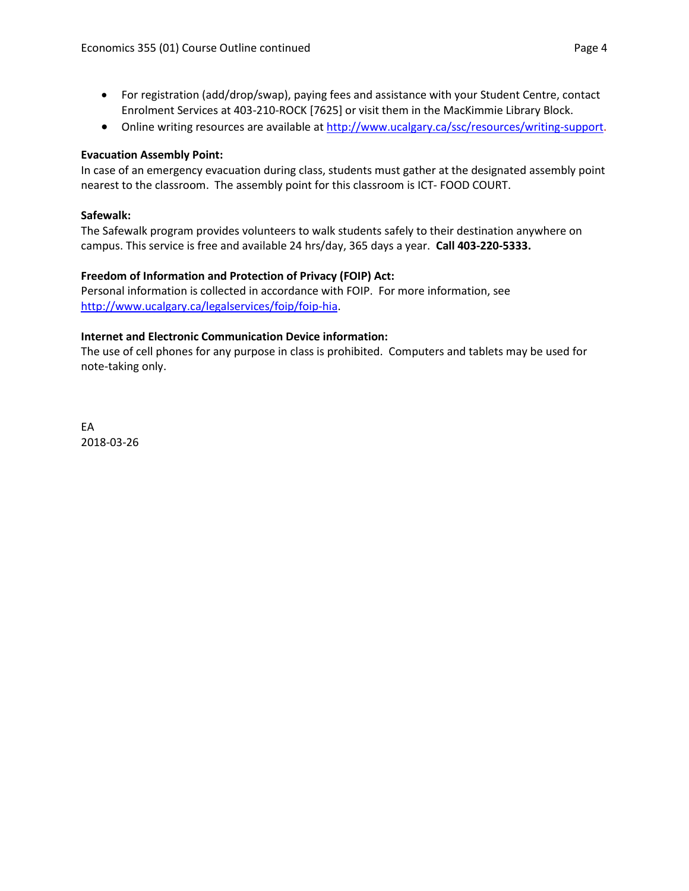- For registration (add/drop/swap), paying fees and assistance with your Student Centre, contact Enrolment Services at 403-210-ROCK [7625] or visit them in the MacKimmie Library Block.
- Online writing resources are available at http://www.ucalgary.ca/ssc/resources/writing-support.

**Evacuation Assembly Point:**
In case of an emergency evacuation during class, students must gather at the designated assembly point nearest to the classroom. The assembly point for this classroom is ICT- FOOD COURT.

**Safewalk:**
The Safewalk program provides volunteers to walk students safely to their destination anywhere on campus. This service is free and available 24 hrs/day, 365 days a year. **Call 403-220-5333.**

**Freedom of Information and Protection of Privacy (FOIP) Act:**
Personal information is collected in accordance with FOIP. For more information, see http://www.ucalgary.ca/legalservices/foip/foip-hia.

**Internet and Electronic Communication Device information:**
The use of cell phones for any purpose in class is prohibited. Computers and tablets may be used for note-taking only.

EA
2018-03-26